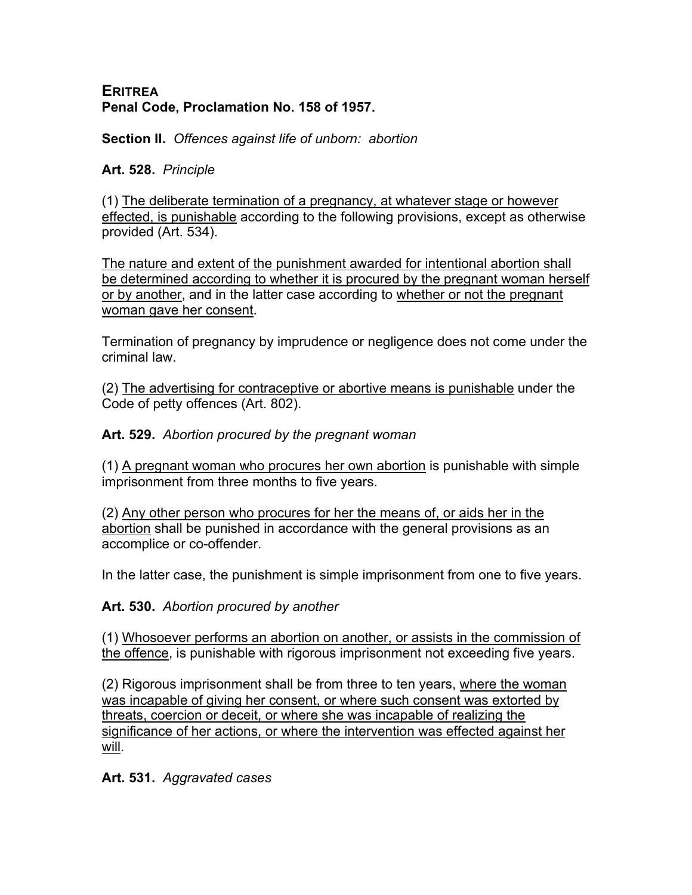# ERITREA
**Penal Code, Proclamation No. 158 of 1957.**

**Section II.** *Offences against life of unborn: abortion*

**Art. 528.** *Principle*

(1) The deliberate termination of a pregnancy, at whatever stage or however effected, is punishable according to the following provisions, except as otherwise provided (Art. 534).

The nature and extent of the punishment awarded for intentional abortion shall be determined according to whether it is procured by the pregnant woman herself or by another, and in the latter case according to whether or not the pregnant woman gave her consent.

Termination of pregnancy by imprudence or negligence does not come under the criminal law.

(2) The advertising for contraceptive or abortive means is punishable under the Code of petty offences (Art. 802).

**Art. 529.** *Abortion procured by the pregnant woman*

(1) A pregnant woman who procures her own abortion is punishable with simple imprisonment from three months to five years.

(2) Any other person who procures for her the means of, or aids her in the abortion shall be punished in accordance with the general provisions as an accomplice or co-offender.

In the latter case, the punishment is simple imprisonment from one to five years.

**Art. 530.** *Abortion procured by another*

(1) Whosoever performs an abortion on another, or assists in the commission of the offence, is punishable with rigorous imprisonment not exceeding five years.

(2) Rigorous imprisonment shall be from three to ten years, where the woman was incapable of giving her consent, or where such consent was extorted by threats, coercion or deceit, or where she was incapable of realizing the significance of her actions, or where the intervention was effected against her will.

**Art. 531.** *Aggravated cases*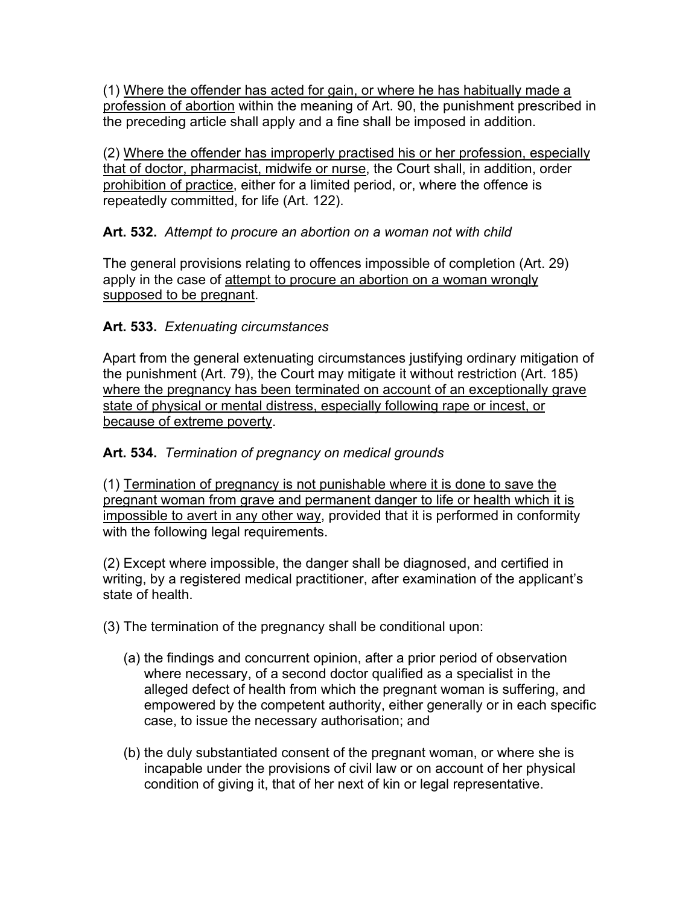(1) Where the offender has acted for gain, or where he has habitually made a profession of abortion within the meaning of Art. 90, the punishment prescribed in the preceding article shall apply and a fine shall be imposed in addition.

(2) Where the offender has improperly practised his or her profession, especially that of doctor, pharmacist, midwife or nurse, the Court shall, in addition, order prohibition of practice, either for a limited period, or, where the offence is repeatedly committed, for life (Art. 122).

**Art. 532.** *Attempt to procure an abortion on a woman not with child*

The general provisions relating to offences impossible of completion (Art. 29) apply in the case of attempt to procure an abortion on a woman wrongly supposed to be pregnant.

**Art. 533.** *Extenuating circumstances*

Apart from the general extenuating circumstances justifying ordinary mitigation of the punishment (Art. 79), the Court may mitigate it without restriction (Art. 185) where the pregnancy has been terminated on account of an exceptionally grave state of physical or mental distress, especially following rape or incest, or because of extreme poverty.

**Art. 534.** *Termination of pregnancy on medical grounds*

(1) Termination of pregnancy is not punishable where it is done to save the pregnant woman from grave and permanent danger to life or health which it is impossible to avert in any other way, provided that it is performed in conformity with the following legal requirements.

(2) Except where impossible, the danger shall be diagnosed, and certified in writing, by a registered medical practitioner, after examination of the applicant's state of health.

(3) The termination of the pregnancy shall be conditional upon:

(a) the findings and concurrent opinion, after a prior period of observation where necessary, of a second doctor qualified as a specialist in the alleged defect of health from which the pregnant woman is suffering, and empowered by the competent authority, either generally or in each specific case, to issue the necessary authorisation; and

(b) the duly substantiated consent of the pregnant woman, or where she is incapable under the provisions of civil law or on account of her physical condition of giving it, that of her next of kin or legal representative.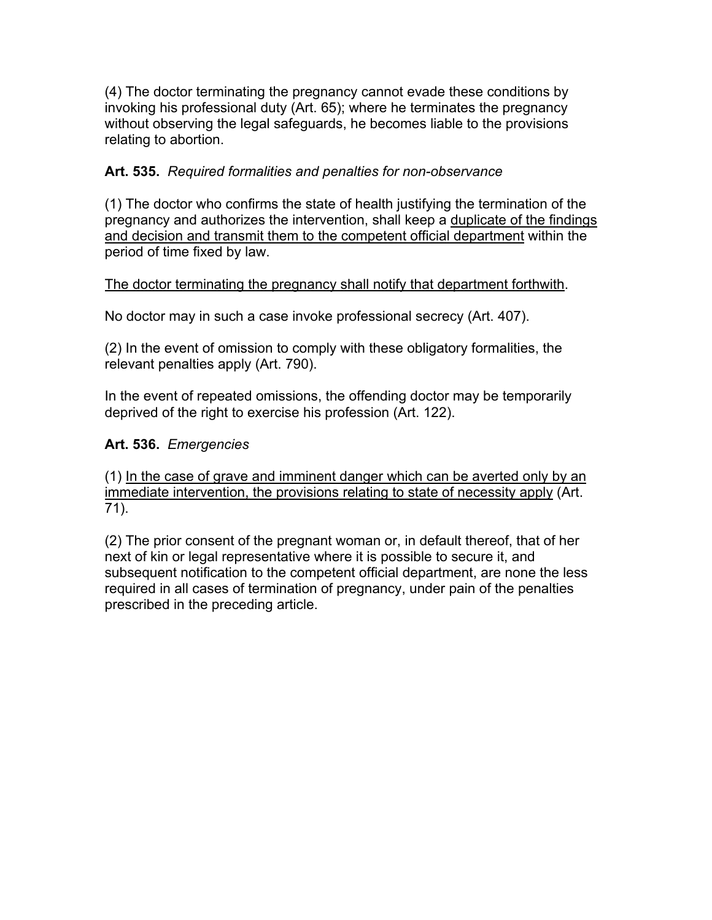(4) The doctor terminating the pregnancy cannot evade these conditions by invoking his professional duty (Art. 65); where he terminates the pregnancy without observing the legal safeguards, he becomes liable to the provisions relating to abortion.

**Art. 535.** *Required formalities and penalties for non-observance*

(1) The doctor who confirms the state of health justifying the termination of the pregnancy and authorizes the intervention, shall keep a <u>duplicate of the findings and decision and transmit them to the competent official department</u> within the period of time fixed by law.

<u>The doctor terminating the pregnancy shall notify that department forthwith</u>.

No doctor may in such a case invoke professional secrecy (Art. 407).

(2) In the event of omission to comply with these obligatory formalities, the relevant penalties apply (Art. 790).

In the event of repeated omissions, the offending doctor may be temporarily deprived of the right to exercise his profession (Art. 122).

**Art. 536.** *Emergencies*

(1) <u>In the case of grave and imminent danger which can be averted only by an immediate intervention, the provisions relating to state of necessity apply</u> (Art. 71).

(2) The prior consent of the pregnant woman or, in default thereof, that of her next of kin or legal representative where it is possible to secure it, and subsequent notification to the competent official department, are none the less required in all cases of termination of pregnancy, under pain of the penalties prescribed in the preceding article.